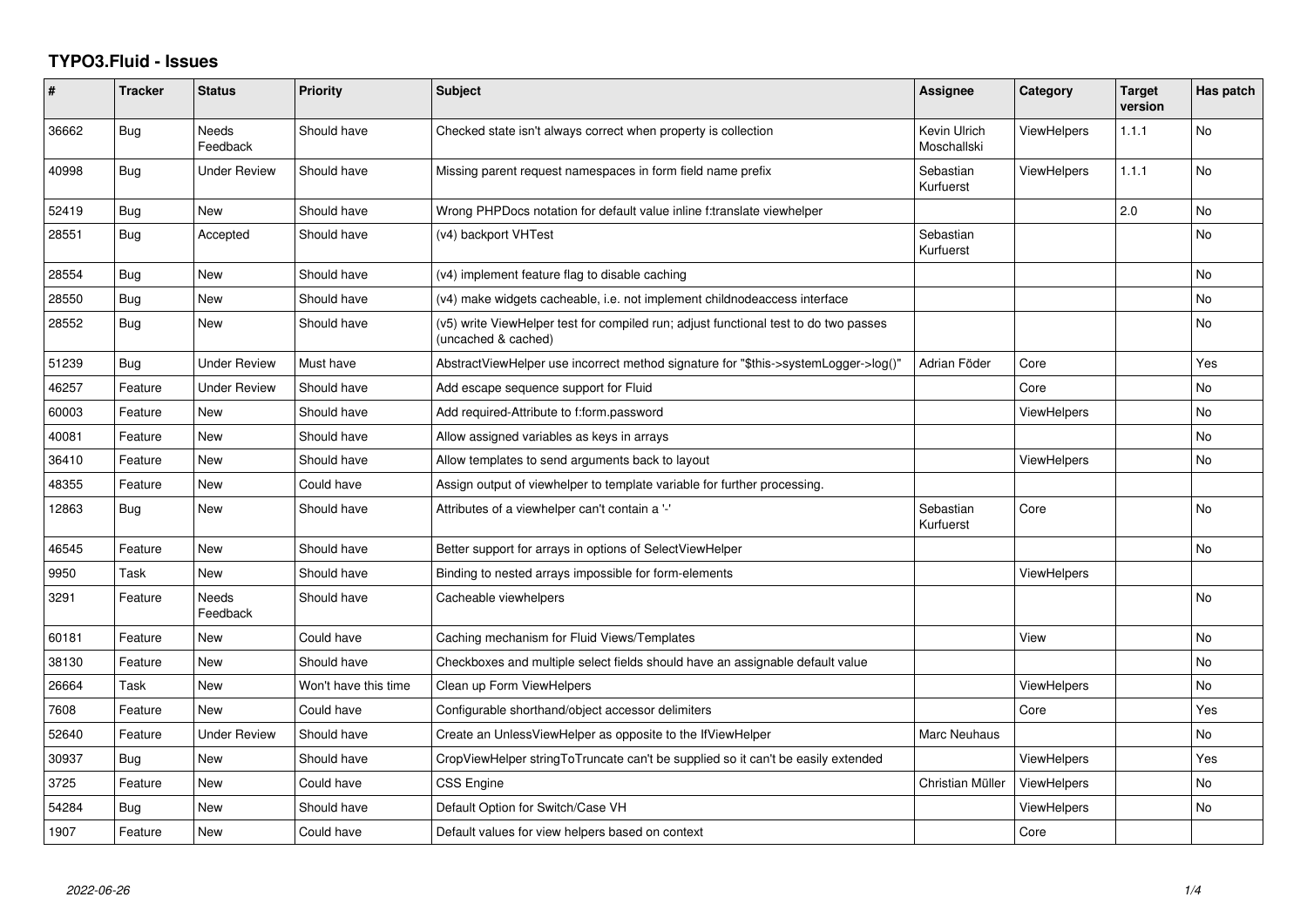# TYPO3.Fluid - Issues

| # | Tracker | Status | Priority | Subject | Assignee | Category | Target version | Has patch |
|---|---|---|---|---|---|---|---|---|
| 36662 | Bug | Needs Feedback | Should have | Checked state isn't always correct when property is collection | Kevin Ulrich Moschallski | ViewHelpers | 1.1.1 | No |
| 40998 | Bug | Under Review | Should have | Missing parent request namespaces in form field name prefix | Sebastian Kurfuerst | ViewHelpers | 1.1.1 | No |
| 52419 | Bug | New | Should have | Wrong PHPDocs notation for default value inline f:translate viewhelper | | | 2.0 | No |
| 28551 | Bug | Accepted | Should have | (v4) backport VHTest | Sebastian Kurfuerst | | | No |
| 28554 | Bug | New | Should have | (v4) implement feature flag to disable caching | | | | No |
| 28550 | Bug | New | Should have | (v4) make widgets cacheable, i.e. not implement childnodeaccess interface | | | | No |
| 28552 | Bug | New | Should have | (v5) write ViewHelper test for compiled run; adjust functional test to do two passes (uncached & cached) | | | | No |
| 51239 | Bug | Under Review | Must have | AbstractViewHelper use incorrect method signature for "$this->systemLogger->log()" | Adrian Föder | Core | | Yes |
| 46257 | Feature | Under Review | Should have | Add escape sequence support for Fluid | | Core | | No |
| 60003 | Feature | New | Should have | Add required-Attribute to f:form.password | | ViewHelpers | | No |
| 40081 | Feature | New | Should have | Allow assigned variables as keys in arrays | | | | No |
| 36410 | Feature | New | Should have | Allow templates to send arguments back to layout | | ViewHelpers | | No |
| 48355 | Feature | New | Could have | Assign output of viewhelper to template variable for further processing. | | | | |
| 12863 | Bug | New | Should have | Attributes of a viewhelper can't contain a '-' | Sebastian Kurfuerst | Core | | No |
| 46545 | Feature | New | Should have | Better support for arrays in options of SelectViewHelper | | | | No |
| 9950 | Task | New | Should have | Binding to nested arrays impossible for form-elements | | ViewHelpers | | |
| 3291 | Feature | Needs Feedback | Should have | Cacheable viewhelpers | | | | No |
| 60181 | Feature | New | Could have | Caching mechanism for Fluid Views/Templates | | View | | No |
| 38130 | Feature | New | Should have | Checkboxes and multiple select fields should have an assignable default value | | | | No |
| 26664 | Task | New | Won't have this time | Clean up Form ViewHelpers | | ViewHelpers | | No |
| 7608 | Feature | New | Could have | Configurable shorthand/object accessor delimiters | | Core | | Yes |
| 52640 | Feature | Under Review | Should have | Create an UnlessViewHelper as opposite to the IfViewHelper | Marc Neuhaus | | | No |
| 30937 | Bug | New | Should have | CropViewHelper stringToTruncate can't be supplied so it can't be easily extended | | ViewHelpers | | Yes |
| 3725 | Feature | New | Could have | CSS Engine | Christian Müller | ViewHelpers | | No |
| 54284 | Bug | New | Should have | Default Option for Switch/Case VH | | ViewHelpers | | No |
| 1907 | Feature | New | Could have | Default values for view helpers based on context | | Core | | |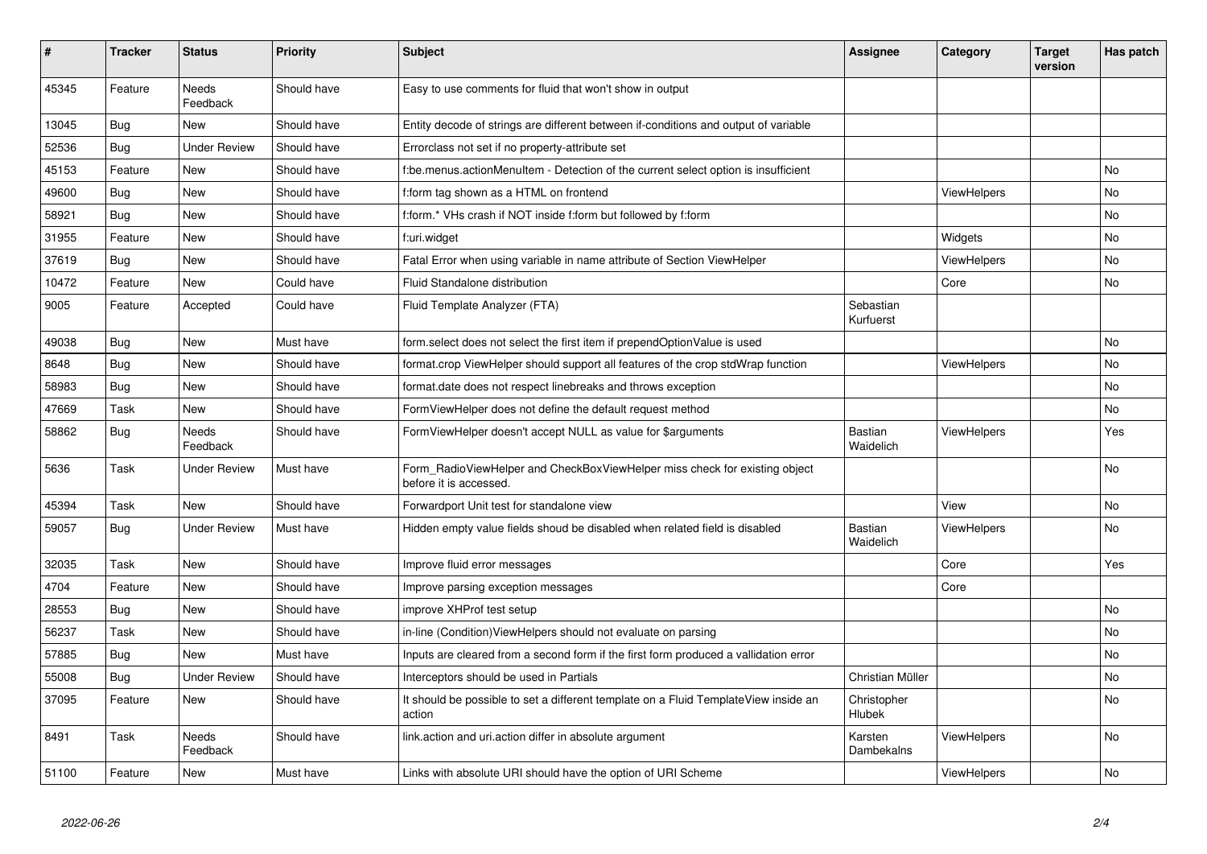| # | Tracker | Status | Priority | Subject | Assignee | Category | Target version | Has patch |
|---|---|---|---|---|---|---|---|---|
| 45345 | Feature | Needs Feedback | Should have | Easy to use comments for fluid that won't show in output | | | | |
| 13045 | Bug | New | Should have | Entity decode of strings are different between if-conditions and output of variable | | | | |
| 52536 | Bug | Under Review | Should have | Errorclass not set if no property-attribute set | | | | |
| 45153 | Feature | New | Should have | f:be.menus.actionMenuItem - Detection of the current select option is insufficient | | | | No |
| 49600 | Bug | New | Should have | f:form tag shown as a HTML on frontend | | ViewHelpers | | No |
| 58921 | Bug | New | Should have | f:form.* VHs crash if NOT inside f:form but followed by f:form | | | | No |
| 31955 | Feature | New | Should have | f:uri.widget | | Widgets | | No |
| 37619 | Bug | New | Should have | Fatal Error when using variable in name attribute of Section ViewHelper | | ViewHelpers | | No |
| 10472 | Feature | New | Could have | Fluid Standalone distribution | | Core | | No |
| 9005 | Feature | Accepted | Could have | Fluid Template Analyzer (FTA) | Sebastian Kurfuerst | | | |
| 49038 | Bug | New | Must have | form.select does not select the first item if prependOptionValue is used | | | | No |
| 8648 | Bug | New | Should have | format.crop ViewHelper should support all features of the crop stdWrap function | | ViewHelpers | | No |
| 58983 | Bug | New | Should have | format.date does not respect linebreaks and throws exception | | | | No |
| 47669 | Task | New | Should have | FormViewHelper does not define the default request method | | | | No |
| 58862 | Bug | Needs Feedback | Should have | FormViewHelper doesn't accept NULL as value for $arguments | Bastian Waidelich | ViewHelpers | | Yes |
| 5636 | Task | Under Review | Must have | Form_RadioViewHelper and CheckBoxViewHelper miss check for existing object before it is accessed. | | | | No |
| 45394 | Task | New | Should have | Forwardport Unit test for standalone view | | View | | No |
| 59057 | Bug | Under Review | Must have | Hidden empty value fields shoud be disabled when related field is disabled | Bastian Waidelich | ViewHelpers | | No |
| 32035 | Task | New | Should have | Improve fluid error messages | | Core | | Yes |
| 4704 | Feature | New | Should have | Improve parsing exception messages | | Core | | |
| 28553 | Bug | New | Should have | improve XHProf test setup | | | | No |
| 56237 | Task | New | Should have | in-line (Condition)ViewHelpers should not evaluate on parsing | | | | No |
| 57885 | Bug | New | Must have | Inputs are cleared from a second form if the first form produced a vallidation error | | | | No |
| 55008 | Bug | Under Review | Should have | Interceptors should be used in Partials | Christian Müller | | | No |
| 37095 | Feature | New | Should have | It should be possible to set a different template on a Fluid TemplateView inside an action | Christopher Hlubek | | | No |
| 8491 | Task | Needs Feedback | Should have | link.action and uri.action differ in absolute argument | Karsten Dambekalns | ViewHelpers | | No |
| 51100 | Feature | New | Must have | Links with absolute URI should have the option of URI Scheme | | ViewHelpers | | No |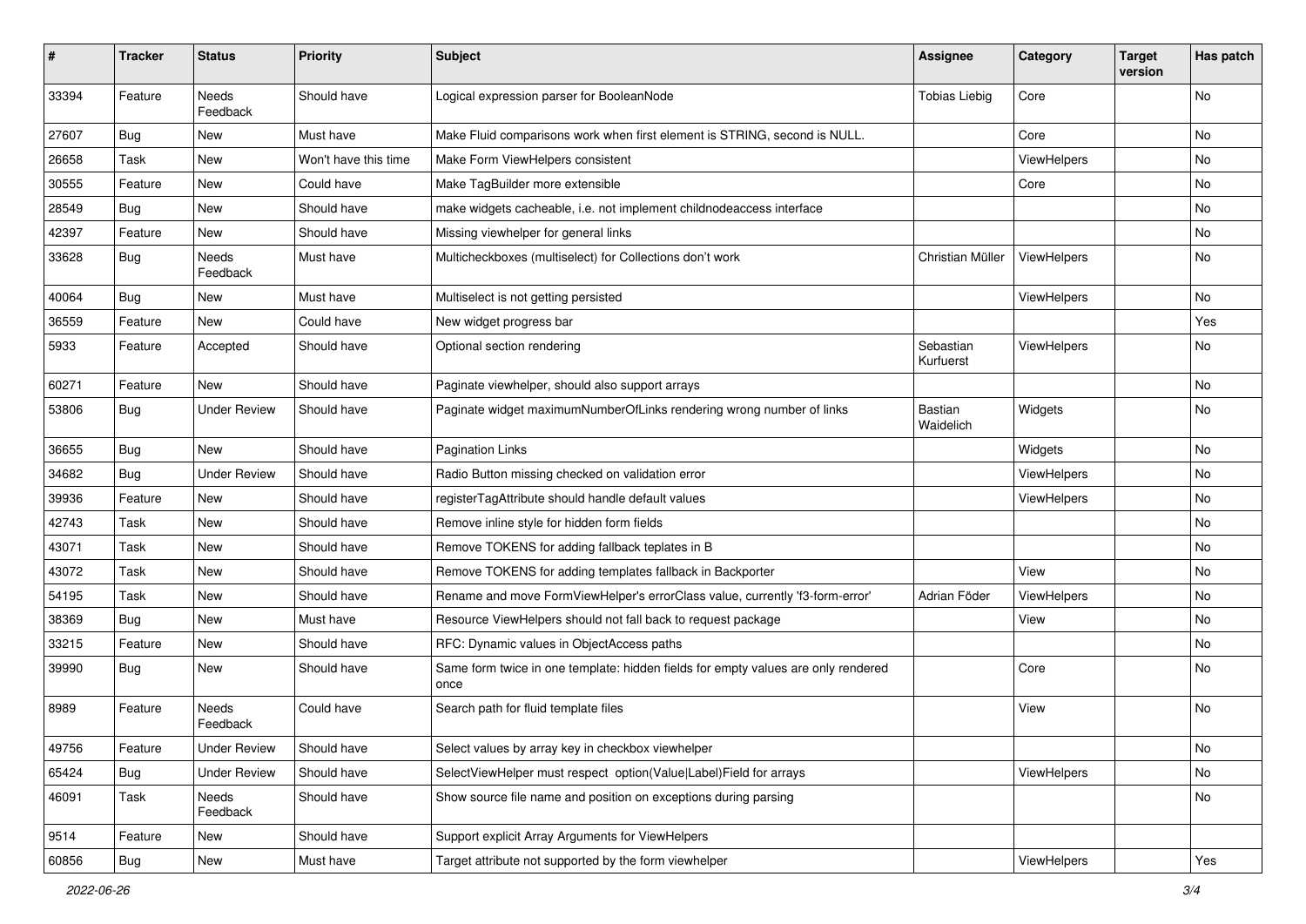| # | Tracker | Status | Priority | Subject | Assignee | Category | Target version | Has patch |
| --- | --- | --- | --- | --- | --- | --- | --- | --- |
| 33394 | Feature | Needs Feedback | Should have | Logical expression parser for BooleanNode | Tobias Liebig | Core | | No |
| 27607 | Bug | New | Must have | Make Fluid comparisons work when first element is STRING, second is NULL. | | Core | | No |
| 26658 | Task | New | Won't have this time | Make Form ViewHelpers consistent | | ViewHelpers | | No |
| 30555 | Feature | New | Could have | Make TagBuilder more extensible | | Core | | No |
| 28549 | Bug | New | Should have | make widgets cacheable, i.e. not implement childnodeaccess interface | | | | No |
| 42397 | Feature | New | Should have | Missing viewhelper for general links | | | | No |
| 33628 | Bug | Needs Feedback | Must have | Multicheckboxes (multiselect) for Collections don't work | Christian Müller | ViewHelpers | | No |
| 40064 | Bug | New | Must have | Multiselect is not getting persisted | | ViewHelpers | | No |
| 36559 | Feature | New | Could have | New widget progress bar | | | | Yes |
| 5933 | Feature | Accepted | Should have | Optional section rendering | Sebastian Kurfuerst | ViewHelpers | | No |
| 60271 | Feature | New | Should have | Paginate viewhelper, should also support arrays | | | | No |
| 53806 | Bug | Under Review | Should have | Paginate widget maximumNumberOfLinks rendering wrong number of links | Bastian Waidelich | Widgets | | No |
| 36655 | Bug | New | Should have | Pagination Links | | Widgets | | No |
| 34682 | Bug | Under Review | Should have | Radio Button missing checked on validation error | | ViewHelpers | | No |
| 39936 | Feature | New | Should have | registerTagAttribute should handle default values | | ViewHelpers | | No |
| 42743 | Task | New | Should have | Remove inline style for hidden form fields | | | | No |
| 43071 | Task | New | Should have | Remove TOKENS for adding fallback teplates in B | | | | No |
| 43072 | Task | New | Should have | Remove TOKENS for adding templates fallback in Backporter | | View | | No |
| 54195 | Task | New | Should have | Rename and move FormViewHelper's errorClass value, currently 'f3-form-error' | Adrian Föder | ViewHelpers | | No |
| 38369 | Bug | New | Must have | Resource ViewHelpers should not fall back to request package | | View | | No |
| 33215 | Feature | New | Should have | RFC: Dynamic values in ObjectAccess paths | | | | No |
| 39990 | Bug | New | Should have | Same form twice in one template: hidden fields for empty values are only rendered once | | Core | | No |
| 8989 | Feature | Needs Feedback | Could have | Search path for fluid template files | | View | | No |
| 49756 | Feature | Under Review | Should have | Select values by array key in checkbox viewhelper | | | | No |
| 65424 | Bug | Under Review | Should have | SelectViewHelper must respect option(Value\|Label)Field for arrays | | ViewHelpers | | No |
| 46091 | Task | Needs Feedback | Should have | Show source file name and position on exceptions during parsing | | | | No |
| 9514 | Feature | New | Should have | Support explicit Array Arguments for ViewHelpers | | | | |
| 60856 | Bug | New | Must have | Target attribute not supported by the form viewhelper | | ViewHelpers | | Yes |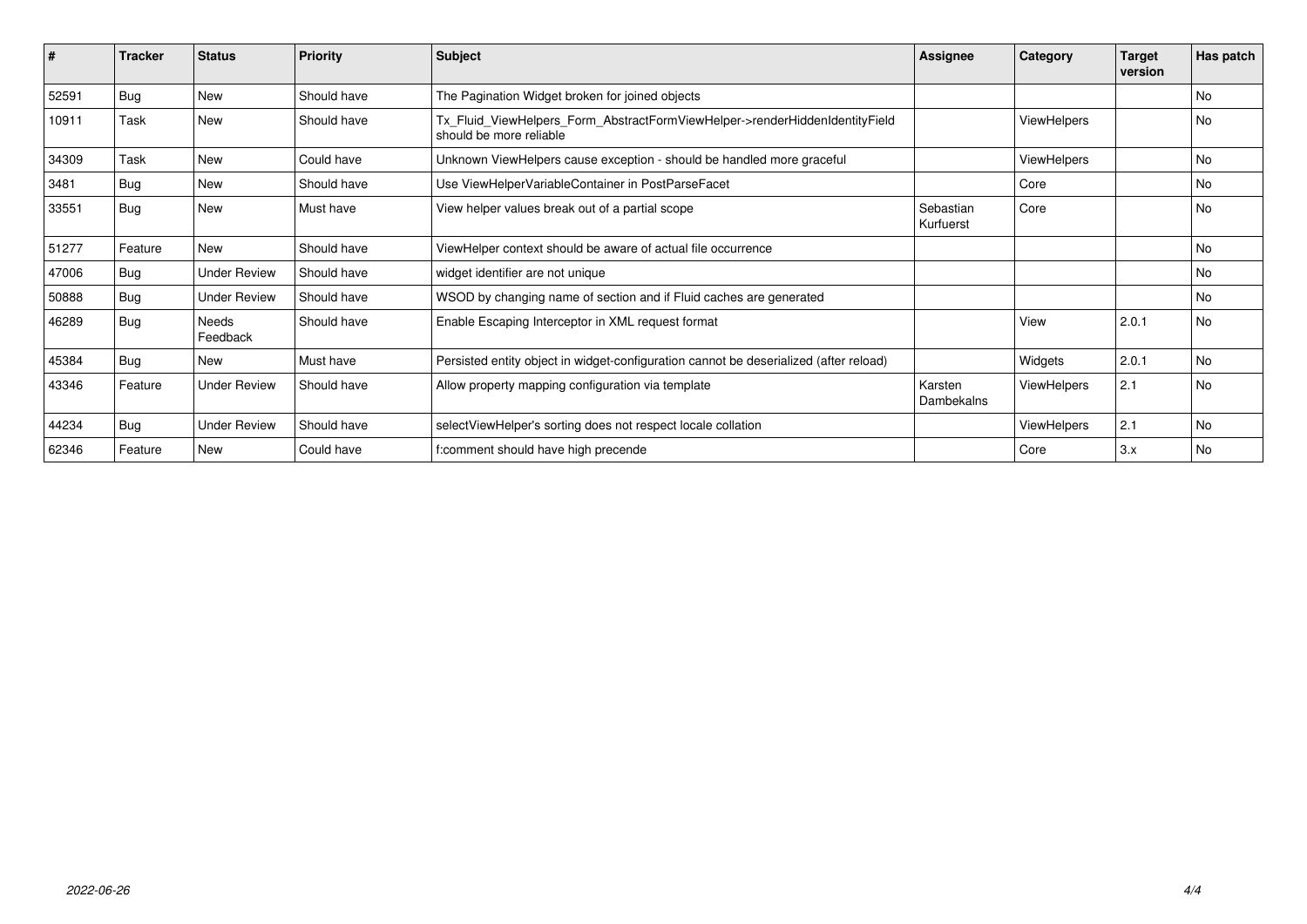| # | Tracker | Status | Priority | Subject | Assignee | Category | Target version | Has patch |
|---|---|---|---|---|---|---|---|---|
| 52591 | Bug | New | Should have | The Pagination Widget broken for joined objects | | | | No |
| 10911 | Task | New | Should have | Tx_Fluid_ViewHelpers_Form_AbstractFormViewHelper->renderHiddenIdentityField should be more reliable | | ViewHelpers | | No |
| 34309 | Task | New | Could have | Unknown ViewHelpers cause exception - should be handled more graceful | | ViewHelpers | | No |
| 3481 | Bug | New | Should have | Use ViewHelperVariableContainer in PostParseFacet | | Core | | No |
| 33551 | Bug | New | Must have | View helper values break out of a partial scope | Sebastian Kurfuerst | Core | | No |
| 51277 | Feature | New | Should have | ViewHelper context should be aware of actual file occurrence | | | | No |
| 47006 | Bug | Under Review | Should have | widget identifier are not unique | | | | No |
| 50888 | Bug | Under Review | Should have | WSOD by changing name of section and if Fluid caches are generated | | | | No |
| 46289 | Bug | Needs Feedback | Should have | Enable Escaping Interceptor in XML request format | | View | 2.0.1 | No |
| 45384 | Bug | New | Must have | Persisted entity object in widget-configuration cannot be deserialized (after reload) | | Widgets | 2.0.1 | No |
| 43346 | Feature | Under Review | Should have | Allow property mapping configuration via template | Karsten Dambekalns | ViewHelpers | 2.1 | No |
| 44234 | Bug | Under Review | Should have | selectViewHelper's sorting does not respect locale collation | | ViewHelpers | 2.1 | No |
| 62346 | Feature | New | Could have | f:comment should have high precende | | Core | 3.x | No |